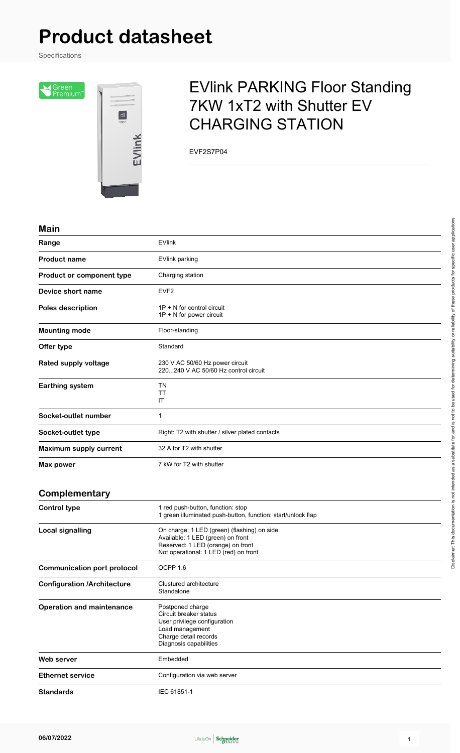# Product datasheet

Specifications

## EVlink PARKING Floor Standing 7KW 1xT2 with Shutter EV CHARGING STATION

EVF2S7P04

### Main

| | |
|---|---|
| **Range** | EVlink |
| **Product name** | EVlink parking |
| **Product or component type** | Charging station |
| **Device short name** | EVF2 |
| **Poles description** | 1P + N for control circuit<br>1P + N for power circuit |
| **Mounting mode** | Floor-standing |
| **Offer type** | Standard |
| **Rated supply voltage** | 230 V AC 50/60 Hz power circuit<br>220...240 V AC 50/60 Hz control circuit |
| **Earthing system** | TN<br>TT<br>IT |
| **Socket-outlet number** | 1 |
| **Socket-outlet type** | Right: T2 with shutter / silver plated contacts |
| **Maximum supply current** | 32 A for T2 with shutter |
| **Max power** | 7 kW for T2 with shutter |

### Complementary

| | |
|---|---|
| **Control type** | 1 red push-button, function: stop<br>1 green illuminated push-button, function: start/unlock flap |
| **Local signalling** | On charge: 1 LED (green) (flashing) on side<br>Available: 1 LED (green) on front<br>Reserved: 1 LED (orange) on front<br>Not operational: 1 LED (red) on front |
| **Communication port protocol** | OCPP 1.6 |
| **Configuration /Architecture** | Clustured architecture<br>Standalone |
| **Operation and maintenance** | Postponed charge<br>Circuit breaker status<br>User privilege configuration<br>Load management<br>Charge detail records<br>Diagnosis capabilities |
| **Web server** | Embedded |
| **Ethernet service** | Configuration via web server |
| **Standards** | IEC 61851-1 |

Disclaimer: This documentation is not intended as a substitute for and is not to be used for determining suitability or reliability of these products for specific user applications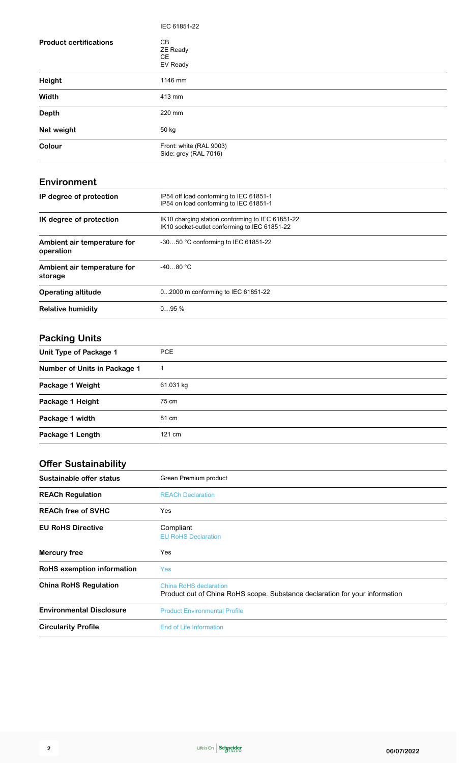| | |
|---|---|
| | IEC 61851-22 |
| **Product certifications** | CB<br>ZE Ready<br>CE<br>EV Ready |
| **Height** | 1146 mm |
| **Width** | 413 mm |
| **Depth** | 220 mm |
| **Net weight** | 50 kg |
| **Colour** | Front: white (RAL 9003)<br>Side: grey (RAL 7016) |

## Environment

| | |
|---|---|
| **IP degree of protection** | IP54 off load conforming to IEC 61851-1<br>IP54 on load conforming to IEC 61851-1 |
| **IK degree of protection** | IK10 charging station conforming to IEC 61851-22<br>IK10 socket-outlet conforming to IEC 61851-22 |
| **Ambient air temperature for operation** | -30…50 °C conforming to IEC 61851-22 |
| **Ambient air temperature for storage** | -40…80 °C |
| **Operating altitude** | 0...2000 m conforming to IEC 61851-22 |
| **Relative humidity** | 0…95 % |

## Packing Units

| | |
|---|---|
| **Unit Type of Package 1** | PCE |
| **Number of Units in Package 1** | 1 |
| **Package 1 Weight** | 61.031 kg |
| **Package 1 Height** | 75 cm |
| **Package 1 width** | 81 cm |
| **Package 1 Length** | 121 cm |

## Offer Sustainability

| | |
|---|---|
| **Sustainable offer status** | Green Premium product |
| **REACh Regulation** | REACh Declaration |
| **REACh free of SVHC** | Yes |
| **EU RoHS Directive** | Compliant<br>EU RoHS Declaration |
| **Mercury free** | Yes |
| **RoHS exemption information** | Yes |
| **China RoHS Regulation** | China RoHS declaration<br>Product out of China RoHS scope. Substance declaration for your information |
| **Environmental Disclosure** | Product Environmental Profile |
| **Circularity Profile** | End of Life Information |